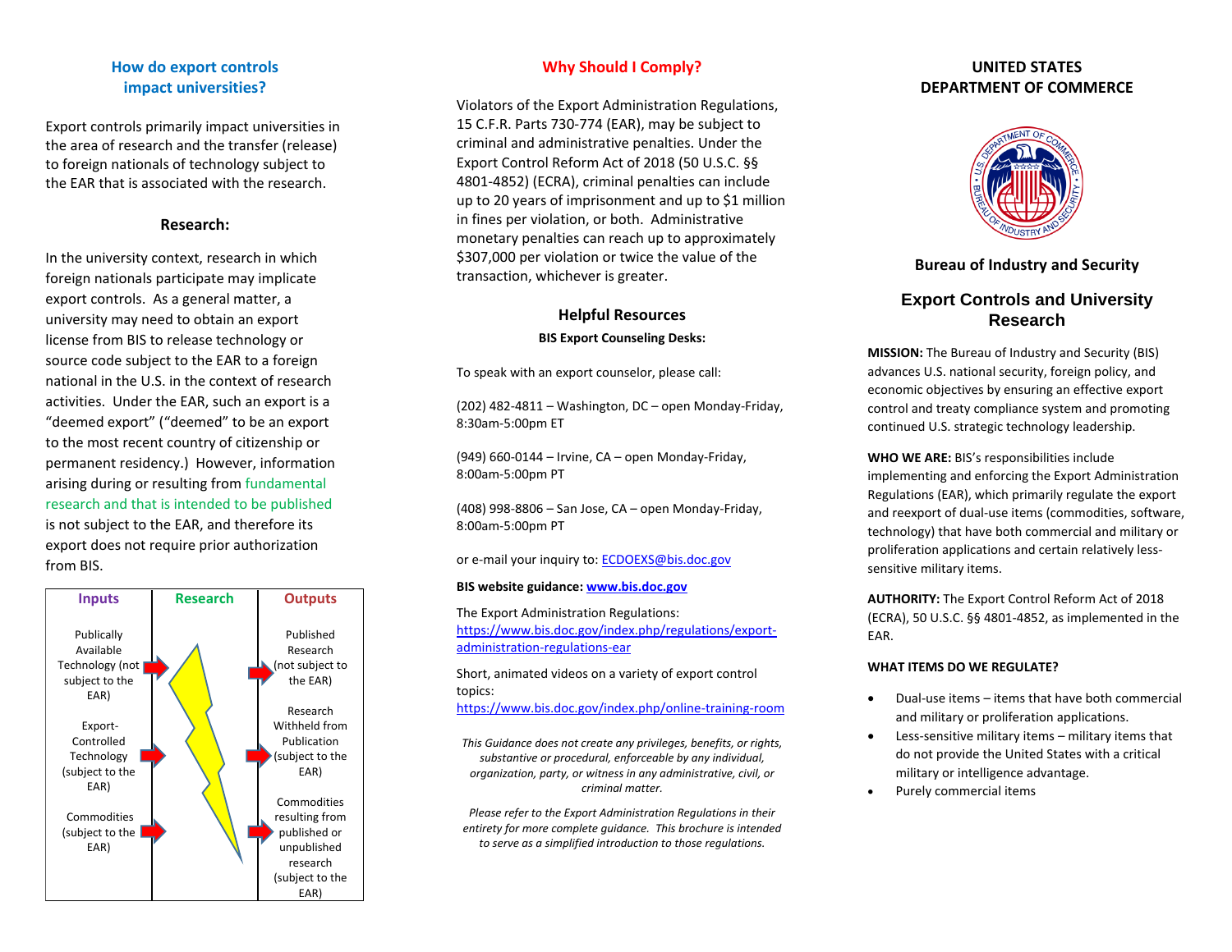## How do export controls impact universities?

Export controls primarily impact universities in the area of research and the transfer (release) to foreign nationals of technology subject to the EAR that is associated with the research.

### Research:

In the university context, research in which foreign nationals participate may implicate export controls. As a general matter, a university may need to obtain an export license from BIS to release technology or source code subject to the EAR to a foreign national in the U.S. in the context of research activities. Under the EAR, such an export is a "deemed export" ("deemed" to be an export to the most recent country of citizenship or permanent residency.) However, information arising during or resulting from fundamental research and that is intended to be published is not subject to the EAR, and therefore its export does not require prior authorization from BIS.

| Inputs | Research | Outputs |
|---|---|---|
| Publically Available Technology (not subject to the EAR) | | Published Research (not subject to the EAR) |
| Export-Controlled Technology (subject to the EAR) | | Research Withheld from Publication (subject to the EAR) |
| Commodities (subject to the EAR) | | Commodities resulting from published or unpublished research (subject to the EAR) |

## Why Should I Comply?

Violators of the Export Administration Regulations, 15 C.F.R. Parts 730-774 (EAR), may be subject to criminal and administrative penalties. Under the Export Control Reform Act of 2018 (50 U.S.C. §§ 4801-4852) (ECRA), criminal penalties can include up to 20 years of imprisonment and up to $1 million in fines per violation, or both. Administrative monetary penalties can reach up to approximately $307,000 per violation or twice the value of the transaction, whichever is greater.

### Helpful Resources

**BIS Export Counseling Desks:**

To speak with an export counselor, please call:

(202) 482-4811 – Washington, DC – open Monday-Friday, 8:30am-5:00pm ET

(949) 660-0144 – Irvine, CA – open Monday-Friday, 8:00am-5:00pm PT

(408) 998-8806 – San Jose, CA – open Monday-Friday, 8:00am-5:00pm PT

or e-mail your inquiry to: ECDOEXS@bis.doc.gov

**BIS website guidance: www.bis.doc.gov**

The Export Administration Regulations: https://www.bis.doc.gov/index.php/regulations/export-administration-regulations-ear

Short, animated videos on a variety of export control topics: https://www.bis.doc.gov/index.php/online-training-room

*This Guidance does not create any privileges, benefits, or rights, substantive or procedural, enforceable by any individual, organization, party, or witness in any administrative, civil, or criminal matter.*

*Please refer to the Export Administration Regulations in their entirety for more complete guidance. This brochure is intended to serve as a simplified introduction to those regulations.*

# UNITED STATES DEPARTMENT OF COMMERCE

**Bureau of Industry and Security**

# Export Controls and University Research

**MISSION:** The Bureau of Industry and Security (BIS) advances U.S. national security, foreign policy, and economic objectives by ensuring an effective export control and treaty compliance system and promoting continued U.S. strategic technology leadership.

**WHO WE ARE:** BIS's responsibilities include implementing and enforcing the Export Administration Regulations (EAR), which primarily regulate the export and reexport of dual-use items (commodities, software, technology) that have both commercial and military or proliferation applications and certain relatively less-sensitive military items.

**AUTHORITY:** The Export Control Reform Act of 2018 (ECRA), 50 U.S.C. §§ 4801-4852, as implemented in the EAR.

**WHAT ITEMS DO WE REGULATE?**

- Dual-use items – items that have both commercial and military or proliferation applications.
- Less-sensitive military items – military items that do not provide the United States with a critical military or intelligence advantage.
- Purely commercial items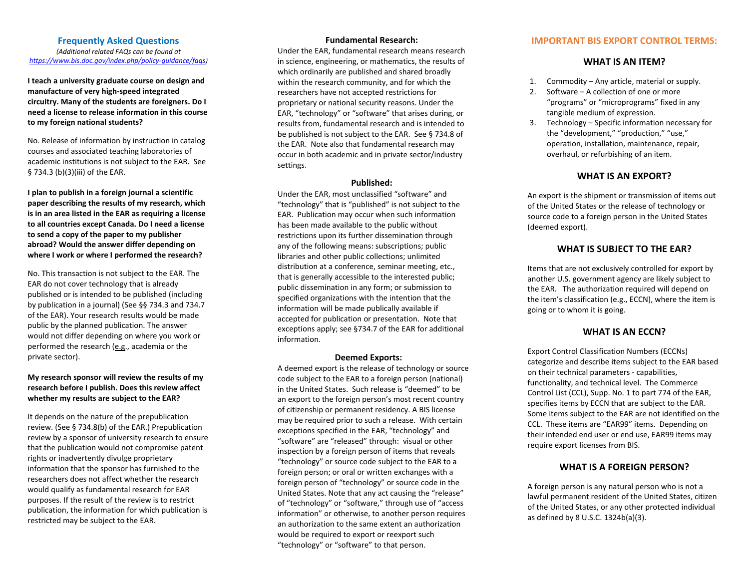## Frequently Asked Questions

*(Additional related FAQs can be found at https://www.bis.doc.gov/index.php/policy-guidance/faqs)*

**I teach a university graduate course on design and manufacture of very high-speed integrated circuitry. Many of the students are foreigners. Do I need a license to release information in this course to my foreign national students?**

No. Release of information by instruction in catalog courses and associated teaching laboratories of academic institutions is not subject to the EAR. See § 734.3 (b)(3)(iii) of the EAR.

**I plan to publish in a foreign journal a scientific paper describing the results of my research, which is in an area listed in the EAR as requiring a license to all countries except Canada. Do I need a license to send a copy of the paper to my publisher abroad? Would the answer differ depending on where I work or where I performed the research?**

No. This transaction is not subject to the EAR. The EAR do not cover technology that is already published or is intended to be published (including by publication in a journal) (See §§ 734.3 and 734.7 of the EAR). Your research results would be made public by the planned publication. The answer would not differ depending on where you work or performed the research (e.g., academia or the private sector).

**My research sponsor will review the results of my research before I publish. Does this review affect whether my results are subject to the EAR?**

It depends on the nature of the prepublication review. (See § 734.8(b) of the EAR.) Prepublication review by a sponsor of university research to ensure that the publication would not compromise patent rights or inadvertently divulge proprietary information that the sponsor has furnished to the researchers does not affect whether the research would qualify as fundamental research for EAR purposes. If the result of the review is to restrict publication, the information for which publication is restricted may be subject to the EAR.

### Fundamental Research:

Under the EAR, fundamental research means research in science, engineering, or mathematics, the results of which ordinarily are published and shared broadly within the research community, and for which the researchers have not accepted restrictions for proprietary or national security reasons. Under the EAR, "technology" or "software" that arises during, or results from, fundamental research and is intended to be published is not subject to the EAR. See § 734.8 of the EAR. Note also that fundamental research may occur in both academic and in private sector/industry settings.

### Published:

Under the EAR, most unclassified "software" and "technology" that is "published" is not subject to the EAR. Publication may occur when such information has been made available to the public without restrictions upon its further dissemination through any of the following means: subscriptions; public libraries and other public collections; unlimited distribution at a conference, seminar meeting, etc., that is generally accessible to the interested public; public dissemination in any form; or submission to specified organizations with the intention that the information will be made publically available if accepted for publication or presentation. Note that exceptions apply; see §734.7 of the EAR for additional information.

### Deemed Exports:

A deemed export is the release of technology or source code subject to the EAR to a foreign person (national) in the United States. Such release is "deemed" to be an export to the foreign person's most recent country of citizenship or permanent residency. A BIS license may be required prior to such a release. With certain exceptions specified in the EAR, "technology" and "software" are "released" through: visual or other inspection by a foreign person of items that reveals "technology" or source code subject to the EAR to a foreign person; or oral or written exchanges with a foreign person of "technology" or source code in the United States. Note that any act causing the "release" of "technology" or "software," through use of "access information" or otherwise, to another person requires an authorization to the same extent an authorization would be required to export or reexport such "technology" or "software" to that person.

## IMPORTANT BIS EXPORT CONTROL TERMS:

### WHAT IS AN ITEM?

1. Commodity – Any article, material or supply.
2. Software – A collection of one or more "programs" or "microprograms" fixed in any tangible medium of expression.
3. Technology – Specific information necessary for the "development," "production," "use," operation, installation, maintenance, repair, overhaul, or refurbishing of an item.

### WHAT IS AN EXPORT?

An export is the shipment or transmission of items out of the United States or the release of technology or source code to a foreign person in the United States (deemed export).

### WHAT IS SUBJECT TO THE EAR?

Items that are not exclusively controlled for export by another U.S. government agency are likely subject to the EAR. The authorization required will depend on the item's classification (e.g., ECCN), where the item is going or to whom it is going.

### WHAT IS AN ECCN?

Export Control Classification Numbers (ECCNs) categorize and describe items subject to the EAR based on their technical parameters - capabilities, functionality, and technical level. The Commerce Control List (CCL), Supp. No. 1 to part 774 of the EAR, specifies items by ECCN that are subject to the EAR. Some items subject to the EAR are not identified on the CCL. These items are "EAR99" items. Depending on their intended end user or end use, EAR99 items may require export licenses from BIS.

### WHAT IS A FOREIGN PERSON?

A foreign person is any natural person who is not a lawful permanent resident of the United States, citizen of the United States, or any other protected individual as defined by 8 U.S.C. 1324b(a)(3).